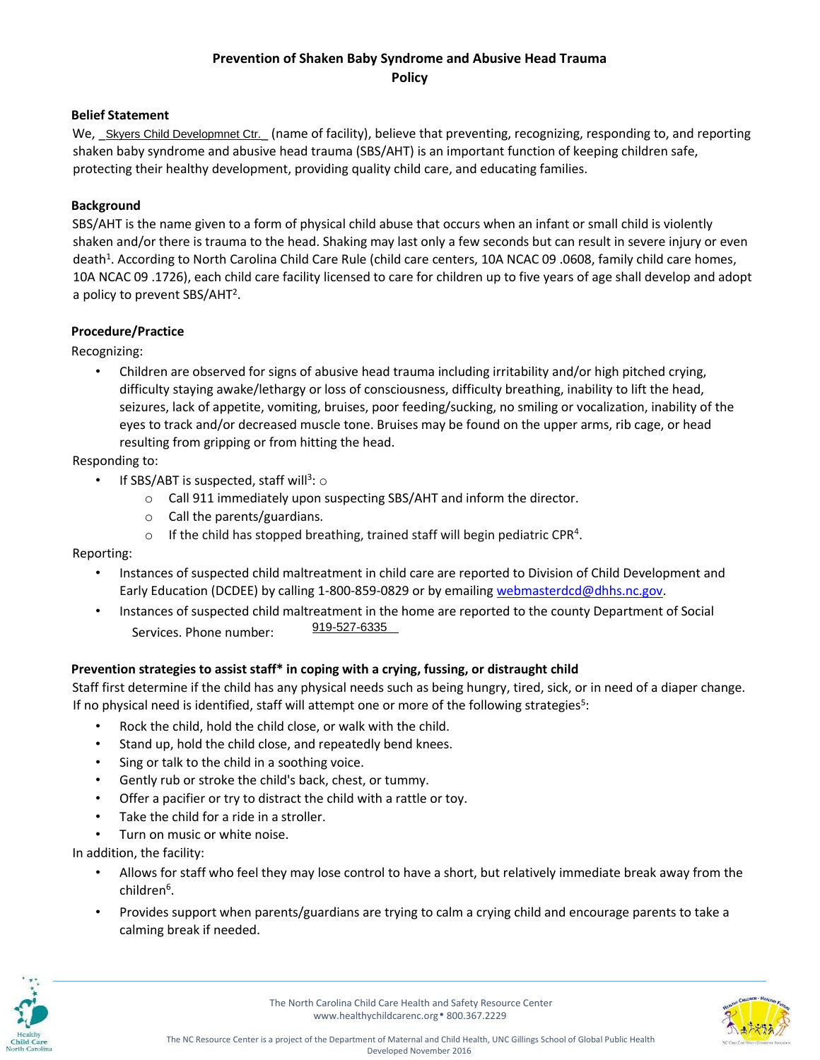# Prevention of Shaken Baby Syndrome and Abusive Head Trauma Policy

**Belief Statement**

We, _Skyers Child Developmnet Ctr._ (name of facility), believe that preventing, recognizing, responding to, and reporting shaken baby syndrome and abusive head trauma (SBS/AHT) is an important function of keeping children safe, protecting their healthy development, providing quality child care, and educating families.

**Background**

SBS/AHT is the name given to a form of physical child abuse that occurs when an infant or small child is violently shaken and/or there is trauma to the head. Shaking may last only a few seconds but can result in severe injury or even death[1]. According to North Carolina Child Care Rule (child care centers, 10A NCAC 09 .0608, family child care homes, 10A NCAC 09 .1726), each child care facility licensed to care for children up to five years of age shall develop and adopt a policy to prevent SBS/AHT[2].

**Procedure/Practice**

Recognizing:

- Children are observed for signs of abusive head trauma including irritability and/or high pitched crying, difficulty staying awake/lethargy or loss of consciousness, difficulty breathing, inability to lift the head, seizures, lack of appetite, vomiting, bruises, poor feeding/sucking, no smiling or vocalization, inability of the eyes to track and/or decreased muscle tone. Bruises may be found on the upper arms, rib cage, or head resulting from gripping or from hitting the head.

Responding to:

- If SBS/ABT is suspected, staff will[3]: o
  - Call 911 immediately upon suspecting SBS/AHT and inform the director.
  - Call the parents/guardians.
  - If the child has stopped breathing, trained staff will begin pediatric CPR[4].

Reporting:

- Instances of suspected child maltreatment in child care are reported to Division of Child Development and Early Education (DCDEE) by calling 1-800-859-0829 or by emailing webmasterdcd@dhhs.nc.gov.
- Instances of suspected child maltreatment in the home are reported to the county Department of Social Services. Phone number: 919-527-6335

**Prevention strategies to assist staff* in coping with a crying, fussing, or distraught child**

Staff first determine if the child has any physical needs such as being hungry, tired, sick, or in need of a diaper change. If no physical need is identified, staff will attempt one or more of the following strategies[5]:

- Rock the child, hold the child close, or walk with the child.
- Stand up, hold the child close, and repeatedly bend knees.
- Sing or talk to the child in a soothing voice.
- Gently rub or stroke the child's back, chest, or tummy.
- Offer a pacifier or try to distract the child with a rattle or toy.
- Take the child for a ride in a stroller.
- Turn on music or white noise.

In addition, the facility:

- Allows for staff who feel they may lose control to have a short, but relatively immediate break away from the children[6].
- Provides support when parents/guardians are trying to calm a crying child and encourage parents to take a calming break if needed.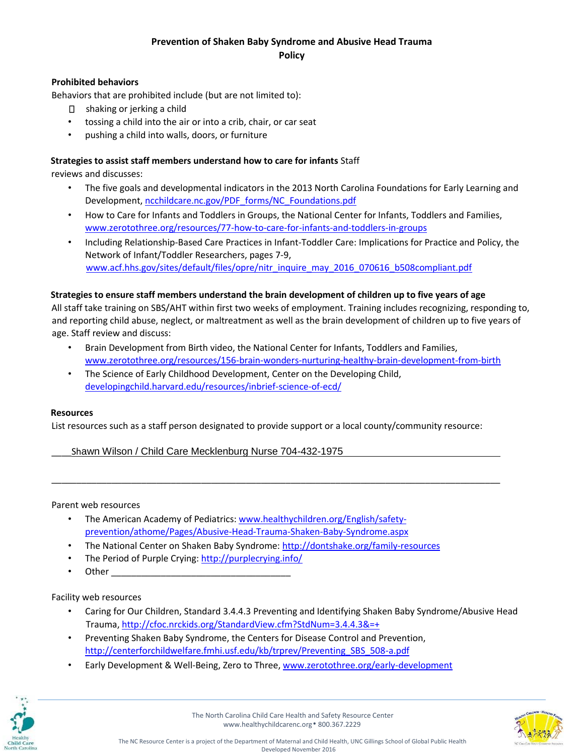**Prevention of Shaken Baby Syndrome and Abusive Head Trauma Policy**

**Prohibited behaviors**

Behaviors that are prohibited include (but are not limited to):

- shaking or jerking a child
- tossing a child into the air or into a crib, chair, or car seat
- pushing a child into walls, doors, or furniture

**Strategies to assist staff members understand how to care for infants** Staff reviews and discusses:

- The five goals and developmental indicators in the 2013 North Carolina Foundations for Early Learning and Development, ncchildcare.nc.gov/PDF_forms/NC_Foundations.pdf
- How to Care for Infants and Toddlers in Groups, the National Center for Infants, Toddlers and Families, www.zerotothree.org/resources/77-how-to-care-for-infants-and-toddlers-in-groups
- Including Relationship-Based Care Practices in Infant-Toddler Care: Implications for Practice and Policy, the Network of Infant/Toddler Researchers, pages 7-9, www.acf.hhs.gov/sites/default/files/opre/nitr_inquire_may_2016_070616_b508compliant.pdf

**Strategies to ensure staff members understand the brain development of children up to five years of age**

All staff take training on SBS/AHT within first two weeks of employment. Training includes recognizing, responding to, and reporting child abuse, neglect, or maltreatment as well as the brain development of children up to five years of age. Staff review and discuss:

- Brain Development from Birth video, the National Center for Infants, Toddlers and Families, www.zerotothree.org/resources/156-brain-wonders-nurturing-healthy-brain-development-from-birth
- The Science of Early Childhood Development, Center on the Developing Child, developingchild.harvard.edu/resources/inbrief-science-of-ecd/

**Resources**

List resources such as a staff person designated to provide support or a local county/community resource:

____Shawn Wilson / Child Care Mecklenburg Nurse 704-432-1975________________________

__________________________________________________________________________

Parent web resources

- The American Academy of Pediatrics: www.healthychildren.org/English/safety-prevention/athome/Pages/Abusive-Head-Trauma-Shaken-Baby-Syndrome.aspx
- The National Center on Shaken Baby Syndrome: http://dontshake.org/family-resources
- The Period of Purple Crying: http://purplecrying.info/
- Other ___________________________________

Facility web resources

- Caring for Our Children, Standard 3.4.4.3 Preventing and Identifying Shaken Baby Syndrome/Abusive Head Trauma, http://cfoc.nrckids.org/StandardView.cfm?StdNum=3.4.4.3&=+
- Preventing Shaken Baby Syndrome, the Centers for Disease Control and Prevention, http://centerforchildwelfare.fmhi.usf.edu/kb/trprev/Preventing_SBS_508-a.pdf
- Early Development & Well-Being, Zero to Three, www.zerotothree.org/early-development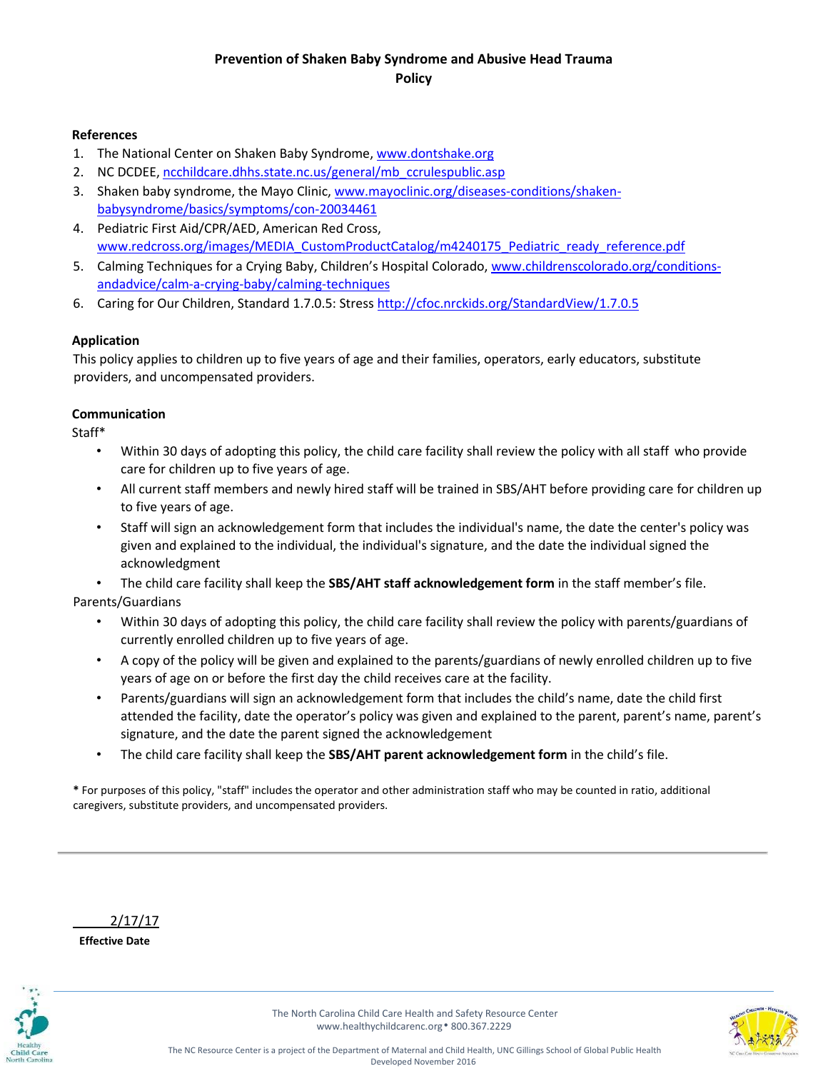# Prevention of Shaken Baby Syndrome and Abusive Head Trauma Policy

**References**

1. The National Center on Shaken Baby Syndrome, www.dontshake.org
2. NC DCDEE, ncchildcare.dhhs.state.nc.us/general/mb_ccrulespublic.asp
3. Shaken baby syndrome, the Mayo Clinic, www.mayoclinic.org/diseases-conditions/shaken-babysyndrome/basics/symptoms/con-20034461
4. Pediatric First Aid/CPR/AED, American Red Cross, www.redcross.org/images/MEDIA_CustomProductCatalog/m4240175_Pediatric_ready_reference.pdf
5. Calming Techniques for a Crying Baby, Children's Hospital Colorado, www.childrenscolorado.org/conditions-andadvice/calm-a-crying-baby/calming-techniques
6. Caring for Our Children, Standard 1.7.0.5: Stress http://cfoc.nrckids.org/StandardView/1.7.0.5

**Application**

This policy applies to children up to five years of age and their families, operators, early educators, substitute providers, and uncompensated providers.

**Communication**

Staff*

- Within 30 days of adopting this policy, the child care facility shall review the policy with all staff who provide care for children up to five years of age.
- All current staff members and newly hired staff will be trained in SBS/AHT before providing care for children up to five years of age.
- Staff will sign an acknowledgement form that includes the individual's name, the date the center's policy was given and explained to the individual, the individual's signature, and the date the individual signed the acknowledgement
- The child care facility shall keep the **SBS/AHT staff acknowledgement form** in the staff member's file.

Parents/Guardians

- Within 30 days of adopting this policy, the child care facility shall review the policy with parents/guardians of currently enrolled children up to five years of age.
- A copy of the policy will be given and explained to the parents/guardians of newly enrolled children up to five years of age on or before the first day the child receives care at the facility.
- Parents/guardians will sign an acknowledgement form that includes the child's name, date the child first attended the facility, date the operator's policy was given and explained to the parent, parent's name, parent's signature, and the date the parent signed the acknowledgement
- The child care facility shall keep the **SBS/AHT parent acknowledgement form** in the child's file.

**\*** For purposes of this policy, "staff" includes the operator and other administration staff who may be counted in ratio, additional caregivers, substitute providers, and uncompensated providers.

---

2/17/17

**Effective Date**

The North Carolina Child Care Health and Safety Resource Center
www.healthychildcarenc.org • 800.367.2229

The NC Resource Center is a project of the Department of Maternal and Child Health, UNC Gillings School of Global Public Health
Developed November 2016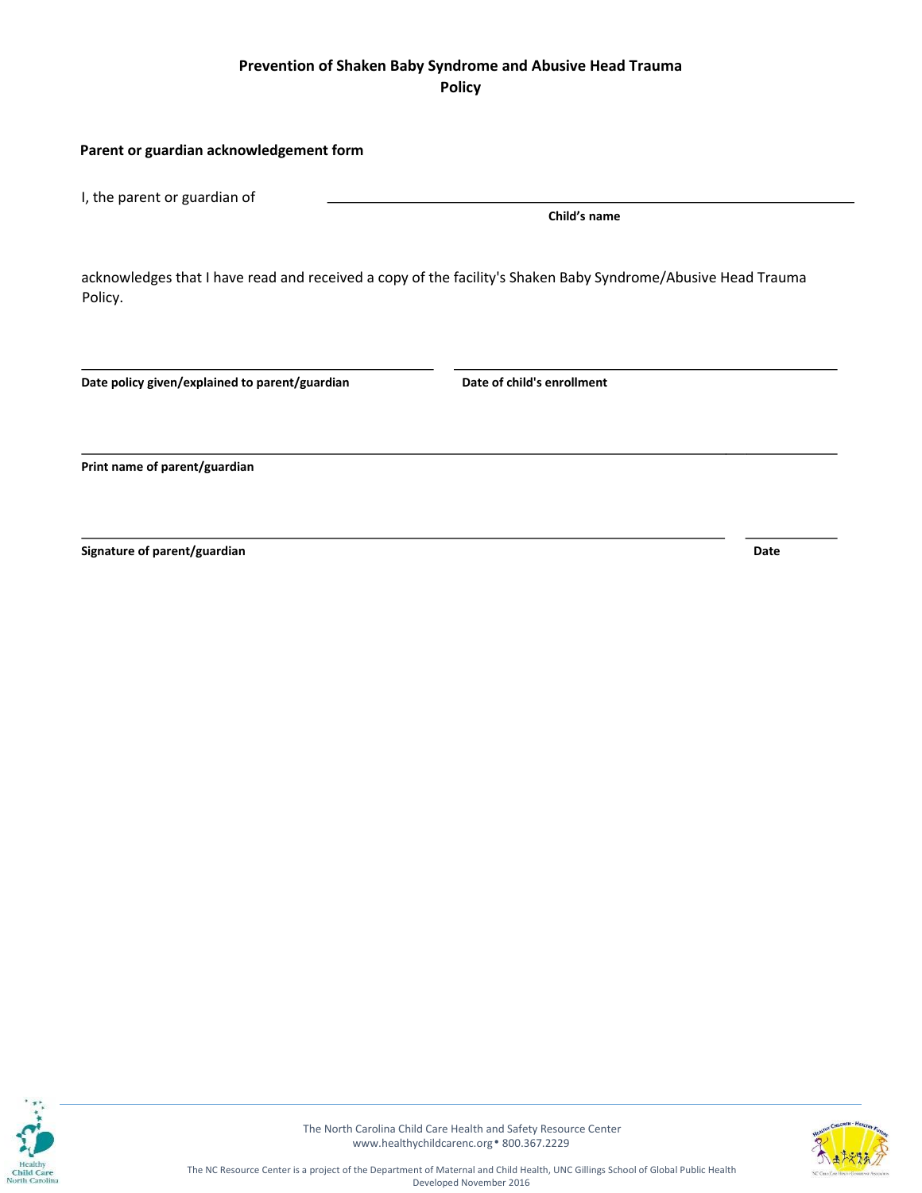**Prevention of Shaken Baby Syndrome and Abusive Head Trauma Policy**

**Parent or guardian acknowledgement form**

I, the parent or guardian of \_\_\_\_\_\_\_\_\_\_\_\_\_\_\_\_\_\_\_\_\_\_\_\_\_\_\_\_\_\_\_\_\_\_\_\_\_\_\_\_

**Child's name**

acknowledges that I have read and received a copy of the facility's Shaken Baby Syndrome/Abusive Head Trauma Policy.

\_\_\_\_\_\_\_\_\_\_\_\_\_\_\_\_\_\_\_\_\_\_\_\_\_\_\_\_\_\_ \_\_\_\_\_\_\_\_\_\_\_\_\_\_\_\_\_\_\_\_\_\_\_\_\_\_\_\_\_\_

**Date policy given/explained to parent/guardian** **Date of child's enrollment**

\_\_\_\_\_\_\_\_\_\_\_\_\_\_\_\_\_\_\_\_\_\_\_\_\_\_\_\_\_\_\_\_\_\_\_\_\_\_\_\_\_\_\_\_\_\_\_\_\_\_\_\_\_\_\_\_\_\_

**Print name of parent/guardian**

\_\_\_\_\_\_\_\_\_\_\_\_\_\_\_\_\_\_\_\_\_\_\_\_\_\_\_\_\_\_\_\_\_\_\_\_\_\_\_\_\_\_\_\_\_\_\_\_ \_\_\_\_\_\_\_\_

**Signature of parent/guardian** **Date**

The North Carolina Child Care Health and Safety Resource Center
www.healthychildcarenc.org • 800.367.2229

The NC Resource Center is a project of the Department of Maternal and Child Health, UNC Gillings School of Global Public Health
Developed November 2016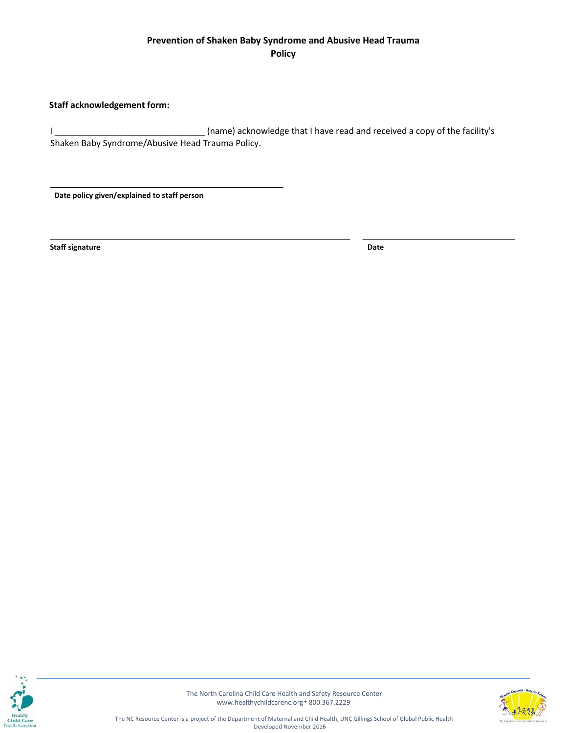**Prevention of Shaken Baby Syndrome and Abusive Head Trauma Policy**

**Staff acknowledgement form:**

I ______________________________ (name) acknowledge that I have read and received a copy of the facility's Shaken Baby Syndrome/Abusive Head Trauma Policy.

______________________________________________

**Date policy given/explained to staff person**

____________________________________________________________ ______________________________

**Staff signature** **Date**

The North Carolina Child Care Health and Safety Resource Center
www.healthychildcarenc.org • 800.367.2229

The NC Resource Center is a project of the Department of Maternal and Child Health, UNC Gillings School of Global Public Health
Developed November 2016